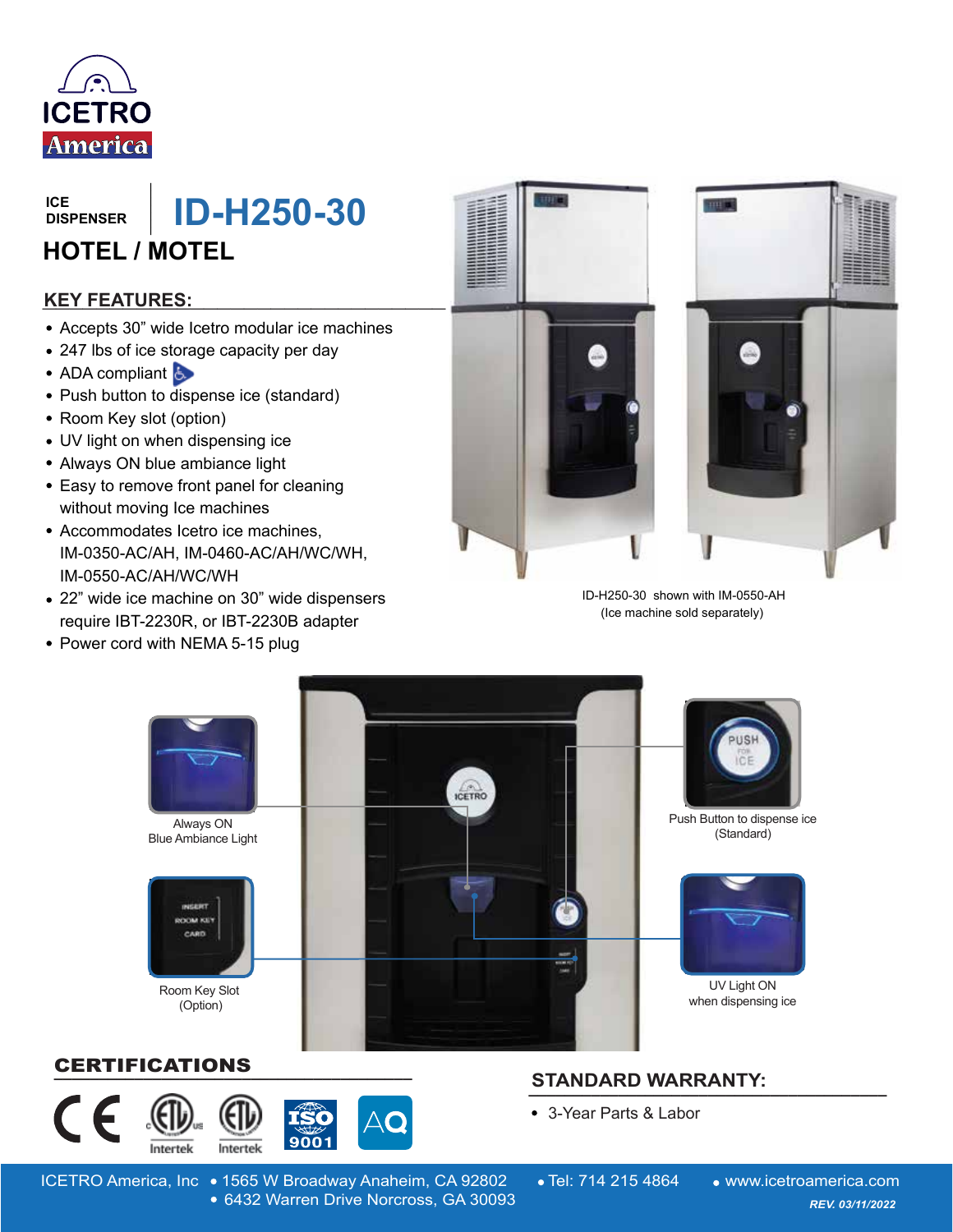ICETRO America

ICE DISPENSER

# ID-H250-30

## HOTEL / MOTEL

### KEY FEATURES:

- Accepts 30" wide Icetro modular ice machines
- 247 lbs of ice storage capacity per day
- ADA compliant
- Push button to dispense ice (standard)
- Room Key slot (option)
- UV light on when dispensing ice
- Always ON blue ambiance light
- Easy to remove front panel for cleaning without moving Ice machines
- Accommodates Icetro ice machines, IM-0350-AC/AH, IM-0460-AC/AH/WC/WH, IM-0550-AC/AH/WC/WH
- 22" wide ice machine on 30" wide dispensers require IBT-2230R, or IBT-2230B adapter
- Power cord with NEMA 5-15 plug

ID-H250-30 shown with IM-0550-AH
(Ice machine sold separately)

Always ON
Blue Ambiance Light

Push Button to dispense ice
(Standard)

Room Key Slot
(Option)

UV Light ON
when dispensing ice

### CERTIFICATIONS

CE, ETL (C US) Intertek, ETL Intertek, ISO 9001, AQ

### STANDARD WARRANTY:

- 3-Year Parts & Labor

ICETRO America, Inc • 1565 W Broadway Anaheim, CA 92802 • 6432 Warren Drive Norcross, GA 30093 • Tel: 714 215 4864 • www.icetroamerica.com

*REV. 03/11/2022*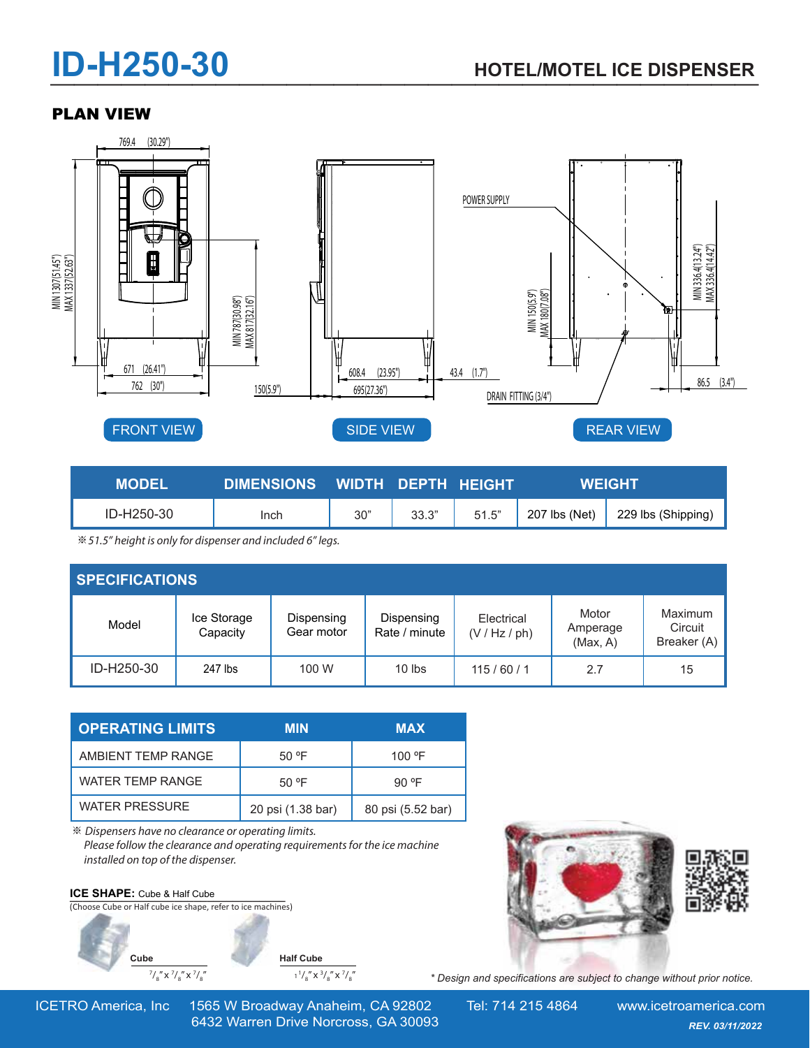# ID-H250-30

## HOTEL/MOTEL ICE DISPENSER

### PLAN VIEW

769.4 (30.29")

MIN 1307(51.45")
MAX 1337(52.63")

MIN 787(30.98")
MAX 817(32.16")

671 (26.41")
762 (30")
150(5.9")

608.4 (23.95")
695(27.36")
43.4 (1.7")

POWER SUPPLY

MIN 150(5.9")
MAX 180(7.08")

MIN 336.4(13.24")
MAX 336.4(14.42")

86.5 (3.4")

DRAIN FITTING (3/4")

FRONT VIEW

SIDE VIEW

REAR VIEW

| MODEL | DIMENSIONS | WIDTH | DEPTH | HEIGHT | WEIGHT | |
|---|---|---|---|---|---|---|
| ID-H250-30 | Inch | 30" | 33.3" | 51.5" | 207 lbs (Net) | 229 lbs (Shipping) |

*※ 51.5" height is only for dispenser and included 6" legs.*

| SPECIFICATIONS | | | | | | |
|---|---|---|---|---|---|---|
| Model | Ice Storage Capacity | Dispensing Gear motor | Dispensing Rate / minute | Electrical (V / Hz / ph) | Motor Amperage (Max, A) | Maximum Circuit Breaker (A) |
| ID-H250-30 | 247 lbs | 100 W | 10 lbs | 115 / 60 / 1 | 2.7 | 15 |

| OPERATING LIMITS | MIN | MAX |
|---|---|---|
| AMBIENT TEMP RANGE | 50 ºF | 100 ºF |
| WATER TEMP RANGE | 50 ºF | 90 ºF |
| WATER PRESSURE | 20 psi (1.38 bar) | 80 psi (5.52 bar) |

*※ Dispensers have no clearance or operating limits.*
*Please follow the clearance and operating requirements for the ice machine installed on top of the dispenser.*

**ICE SHAPE:** Cube & Half Cube

(Choose Cube or Half cube ice shape, refer to ice machines)

**Cube**
7/8" x 7/8" x 7/8"

**Half Cube**
1 1/8" x 3/8" x 7/8"

*\* Design and specifications are subject to change without prior notice.*

ICETRO America, Inc | 1565 W Broadway Anaheim, CA 92802 | 6432 Warren Drive Norcross, GA 30093 | Tel: 714 215 4864 | www.icetroamerica.com

***REV. 03/11/2022***